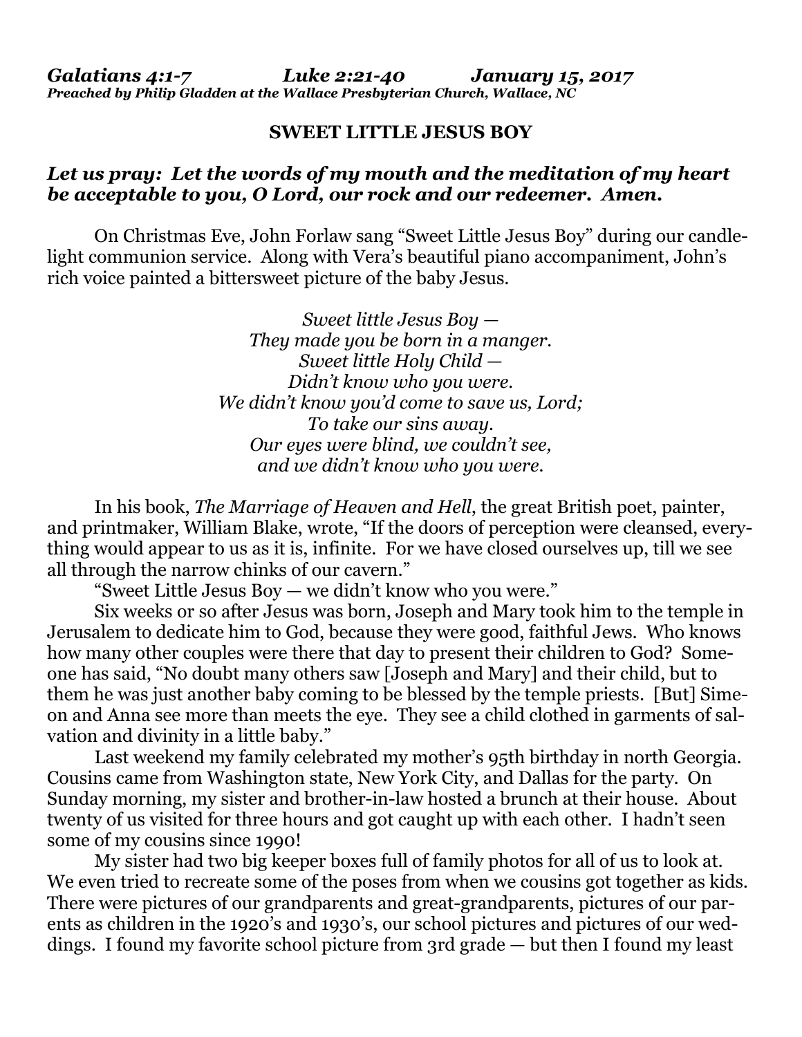***Galatians 4:1-7 Luke 2:21-40 January 15, 2017***
***Preached by Philip Gladden at the Wallace Presbyterian Church, Wallace, NC***

# SWEET LITTLE JESUS BOY

***Let us pray: Let the words of my mouth and the meditation of my heart be acceptable to you, O Lord, our rock and our redeemer. Amen.***

On Christmas Eve, John Forlaw sang "Sweet Little Jesus Boy" during our candlelight communion service. Along with Vera's beautiful piano accompaniment, John's rich voice painted a bittersweet picture of the baby Jesus.

*Sweet little Jesus Boy —*
*They made you be born in a manger.*
*Sweet little Holy Child —*
*Didn't know who you were.*
*We didn't know you'd come to save us, Lord;*
*To take our sins away.*
*Our eyes were blind, we couldn't see,*
*and we didn't know who you were.*

In his book, *The Marriage of Heaven and Hell*, the great British poet, painter, and printmaker, William Blake, wrote, "If the doors of perception were cleansed, everything would appear to us as it is, infinite. For we have closed ourselves up, till we see all through the narrow chinks of our cavern."

"Sweet Little Jesus Boy — we didn't know who you were."

Six weeks or so after Jesus was born, Joseph and Mary took him to the temple in Jerusalem to dedicate him to God, because they were good, faithful Jews. Who knows how many other couples were there that day to present their children to God? Someone has said, "No doubt many others saw [Joseph and Mary] and their child, but to them he was just another baby coming to be blessed by the temple priests. [But] Simeon and Anna see more than meets the eye. They see a child clothed in garments of salvation and divinity in a little baby."

Last weekend my family celebrated my mother's 95th birthday in north Georgia. Cousins came from Washington state, New York City, and Dallas for the party. On Sunday morning, my sister and brother-in-law hosted a brunch at their house. About twenty of us visited for three hours and got caught up with each other. I hadn't seen some of my cousins since 1990!

My sister had two big keeper boxes full of family photos for all of us to look at. We even tried to recreate some of the poses from when we cousins got together as kids. There were pictures of our grandparents and great-grandparents, pictures of our parents as children in the 1920's and 1930's, our school pictures and pictures of our weddings. I found my favorite school picture from 3rd grade — but then I found my least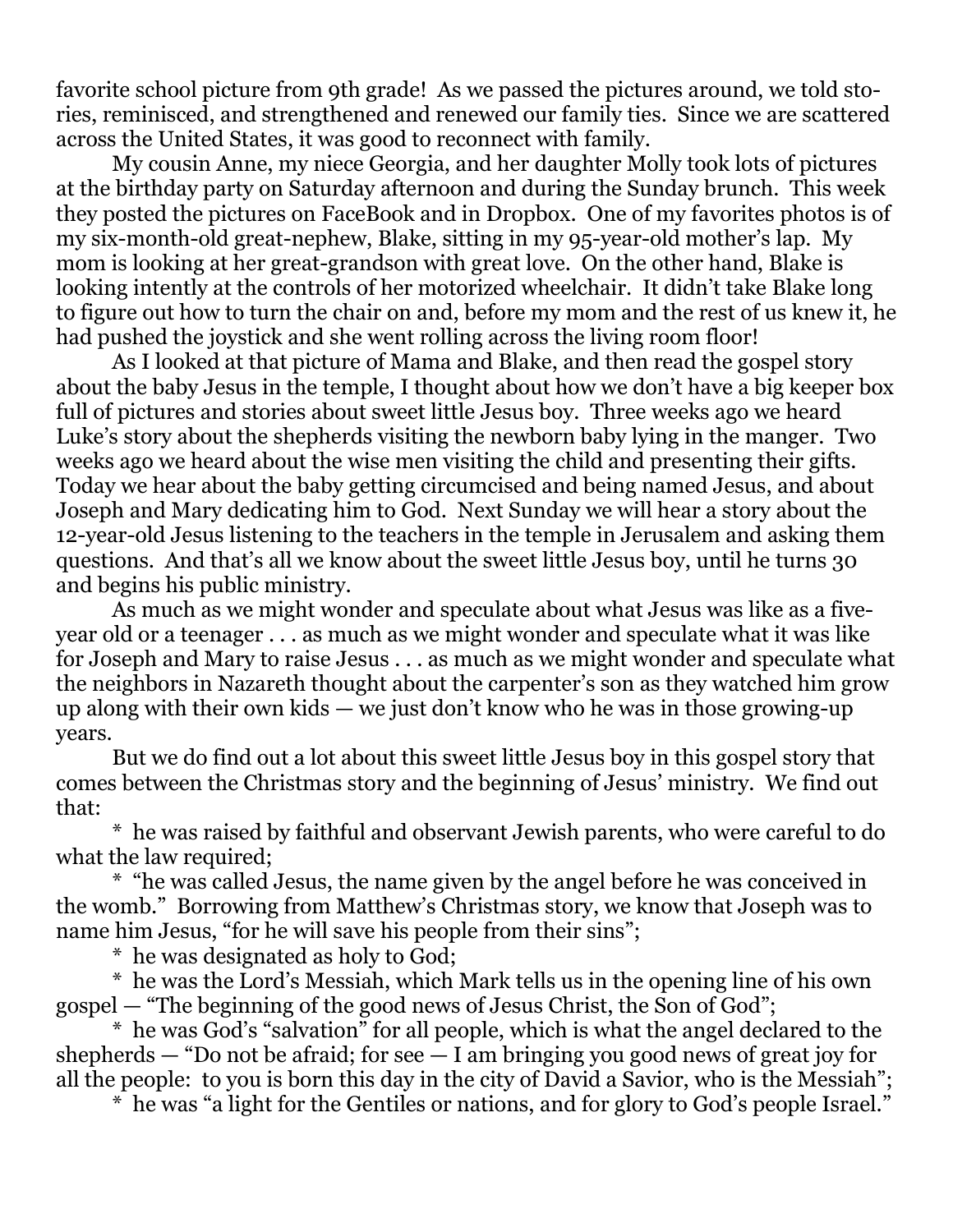favorite school picture from 9th grade! As we passed the pictures around, we told stories, reminisced, and strengthened and renewed our family ties. Since we are scattered across the United States, it was good to reconnect with family.

My cousin Anne, my niece Georgia, and her daughter Molly took lots of pictures at the birthday party on Saturday afternoon and during the Sunday brunch. This week they posted the pictures on FaceBook and in Dropbox. One of my favorites photos is of my six-month-old great-nephew, Blake, sitting in my 95-year-old mother's lap. My mom is looking at her great-grandson with great love. On the other hand, Blake is looking intently at the controls of her motorized wheelchair. It didn't take Blake long to figure out how to turn the chair on and, before my mom and the rest of us knew it, he had pushed the joystick and she went rolling across the living room floor!

As I looked at that picture of Mama and Blake, and then read the gospel story about the baby Jesus in the temple, I thought about how we don't have a big keeper box full of pictures and stories about sweet little Jesus boy. Three weeks ago we heard Luke's story about the shepherds visiting the newborn baby lying in the manger. Two weeks ago we heard about the wise men visiting the child and presenting their gifts. Today we hear about the baby getting circumcised and being named Jesus, and about Joseph and Mary dedicating him to God. Next Sunday we will hear a story about the 12-year-old Jesus listening to the teachers in the temple in Jerusalem and asking them questions. And that's all we know about the sweet little Jesus boy, until he turns 30 and begins his public ministry.

As much as we might wonder and speculate about what Jesus was like as a five-year old or a teenager . . . as much as we might wonder and speculate what it was like for Joseph and Mary to raise Jesus . . . as much as we might wonder and speculate what the neighbors in Nazareth thought about the carpenter's son as they watched him grow up along with their own kids — we just don't know who he was in those growing-up years.

But we do find out a lot about this sweet little Jesus boy in this gospel story that comes between the Christmas story and the beginning of Jesus' ministry. We find out that:

\* he was raised by faithful and observant Jewish parents, who were careful to do what the law required;

\* "he was called Jesus, the name given by the angel before he was conceived in the womb." Borrowing from Matthew's Christmas story, we know that Joseph was to name him Jesus, "for he will save his people from their sins";

\* he was designated as holy to God;

\* he was the Lord's Messiah, which Mark tells us in the opening line of his own gospel — "The beginning of the good news of Jesus Christ, the Son of God";

\* he was God's "salvation" for all people, which is what the angel declared to the shepherds — "Do not be afraid; for see — I am bringing you good news of great joy for all the people: to you is born this day in the city of David a Savior, who is the Messiah";

\* he was "a light for the Gentiles or nations, and for glory to God's people Israel."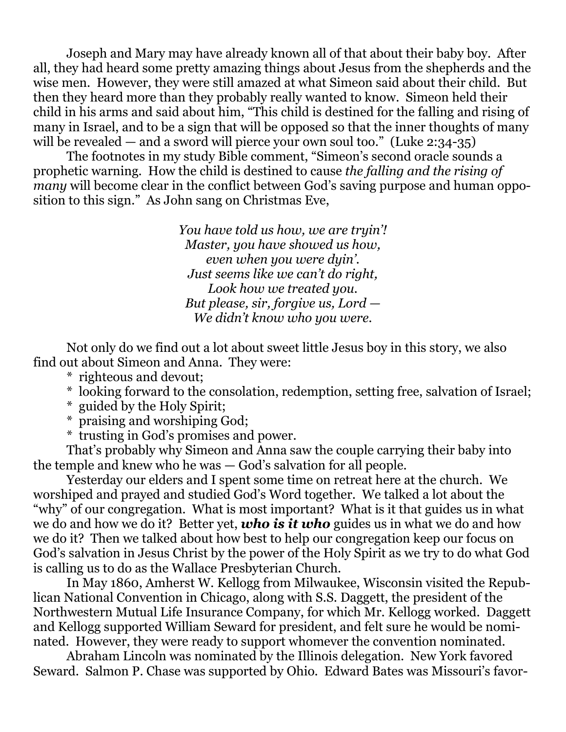Joseph and Mary may have already known all of that about their baby boy. After all, they had heard some pretty amazing things about Jesus from the shepherds and the wise men. However, they were still amazed at what Simeon said about their child. But then they heard more than they probably really wanted to know. Simeon held their child in his arms and said about him, "This child is destined for the falling and rising of many in Israel, and to be a sign that will be opposed so that the inner thoughts of many will be revealed — and a sword will pierce your own soul too." (Luke 2:34-35)

The footnotes in my study Bible comment, "Simeon's second oracle sounds a prophetic warning. How the child is destined to cause *the falling and the rising of many* will become clear in the conflict between God's saving purpose and human opposition to this sign." As John sang on Christmas Eve,

*You have told us how, we are tryin'!*
*Master, you have showed us how,*
*even when you were dyin'.*
*Just seems like we can't do right,*
*Look how we treated you.*
*But please, sir, forgive us, Lord —*
*We didn't know who you were.*

Not only do we find out a lot about sweet little Jesus boy in this story, we also find out about Simeon and Anna. They were:

* righteous and devout;
* looking forward to the consolation, redemption, setting free, salvation of Israel;
* guided by the Holy Spirit;
* praising and worshiping God;
* trusting in God's promises and power.

That's probably why Simeon and Anna saw the couple carrying their baby into the temple and knew who he was — God's salvation for all people.

Yesterday our elders and I spent some time on retreat here at the church. We worshiped and prayed and studied God's Word together. We talked a lot about the "why" of our congregation. What is most important? What is it that guides us in what we do and how we do it? Better yet, ***who is it who*** guides us in what we do and how we do it? Then we talked about how best to help our congregation keep our focus on God's salvation in Jesus Christ by the power of the Holy Spirit as we try to do what God is calling us to do as the Wallace Presbyterian Church.

In May 1860, Amherst W. Kellogg from Milwaukee, Wisconsin visited the Republican National Convention in Chicago, along with S.S. Daggett, the president of the Northwestern Mutual Life Insurance Company, for which Mr. Kellogg worked. Daggett and Kellogg supported William Seward for president, and felt sure he would be nominated. However, they were ready to support whomever the convention nominated.

Abraham Lincoln was nominated by the Illinois delegation. New York favored Seward. Salmon P. Chase was supported by Ohio. Edward Bates was Missouri's favor-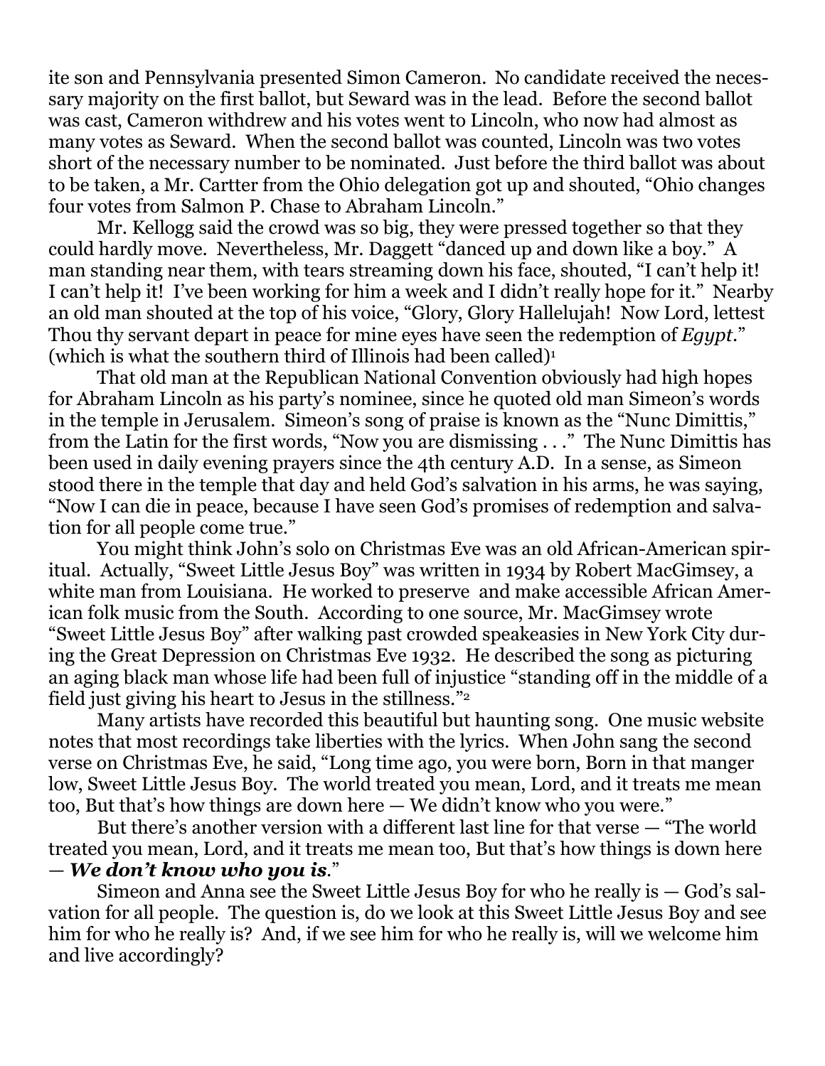ite son and Pennsylvania presented Simon Cameron. No candidate received the necessary majority on the first ballot, but Seward was in the lead. Before the second ballot was cast, Cameron withdrew and his votes went to Lincoln, who now had almost as many votes as Seward. When the second ballot was counted, Lincoln was two votes short of the necessary number to be nominated. Just before the third ballot was about to be taken, a Mr. Cartter from the Ohio delegation got up and shouted, "Ohio changes four votes from Salmon P. Chase to Abraham Lincoln."

Mr. Kellogg said the crowd was so big, they were pressed together so that they could hardly move. Nevertheless, Mr. Daggett "danced up and down like a boy." A man standing near them, with tears streaming down his face, shouted, "I can't help it! I can't help it! I've been working for him a week and I didn't really hope for it." Nearby an old man shouted at the top of his voice, "Glory, Glory Hallelujah! Now Lord, lettest Thou thy servant depart in peace for mine eyes have seen the redemption of *Egypt*." (which is what the southern third of Illinois had been called)[1]

That old man at the Republican National Convention obviously had high hopes for Abraham Lincoln as his party's nominee, since he quoted old man Simeon's words in the temple in Jerusalem. Simeon's song of praise is known as the "Nunc Dimittis," from the Latin for the first words, "Now you are dismissing . . ." The Nunc Dimittis has been used in daily evening prayers since the 4th century A.D. In a sense, as Simeon stood there in the temple that day and held God's salvation in his arms, he was saying, "Now I can die in peace, because I have seen God's promises of redemption and salvation for all people come true."

You might think John's solo on Christmas Eve was an old African-American spiritual. Actually, "Sweet Little Jesus Boy" was written in 1934 by Robert MacGimsey, a white man from Louisiana. He worked to preserve and make accessible African American folk music from the South. According to one source, Mr. MacGimsey wrote "Sweet Little Jesus Boy" after walking past crowded speakeasies in New York City during the Great Depression on Christmas Eve 1932. He described the song as picturing an aging black man whose life had been full of injustice "standing off in the middle of a field just giving his heart to Jesus in the stillness."[2]

Many artists have recorded this beautiful but haunting song. One music website notes that most recordings take liberties with the lyrics. When John sang the second verse on Christmas Eve, he said, "Long time ago, you were born, Born in that manger low, Sweet Little Jesus Boy. The world treated you mean, Lord, and it treats me mean too, But that's how things are down here — We didn't know who you were."

But there's another version with a different last line for that verse — "The world treated you mean, Lord, and it treats me mean too, But that's how things is down here — ***We don't know who you is***."

Simeon and Anna see the Sweet Little Jesus Boy for who he really is — God's salvation for all people. The question is, do we look at this Sweet Little Jesus Boy and see him for who he really is? And, if we see him for who he really is, will we welcome him and live accordingly?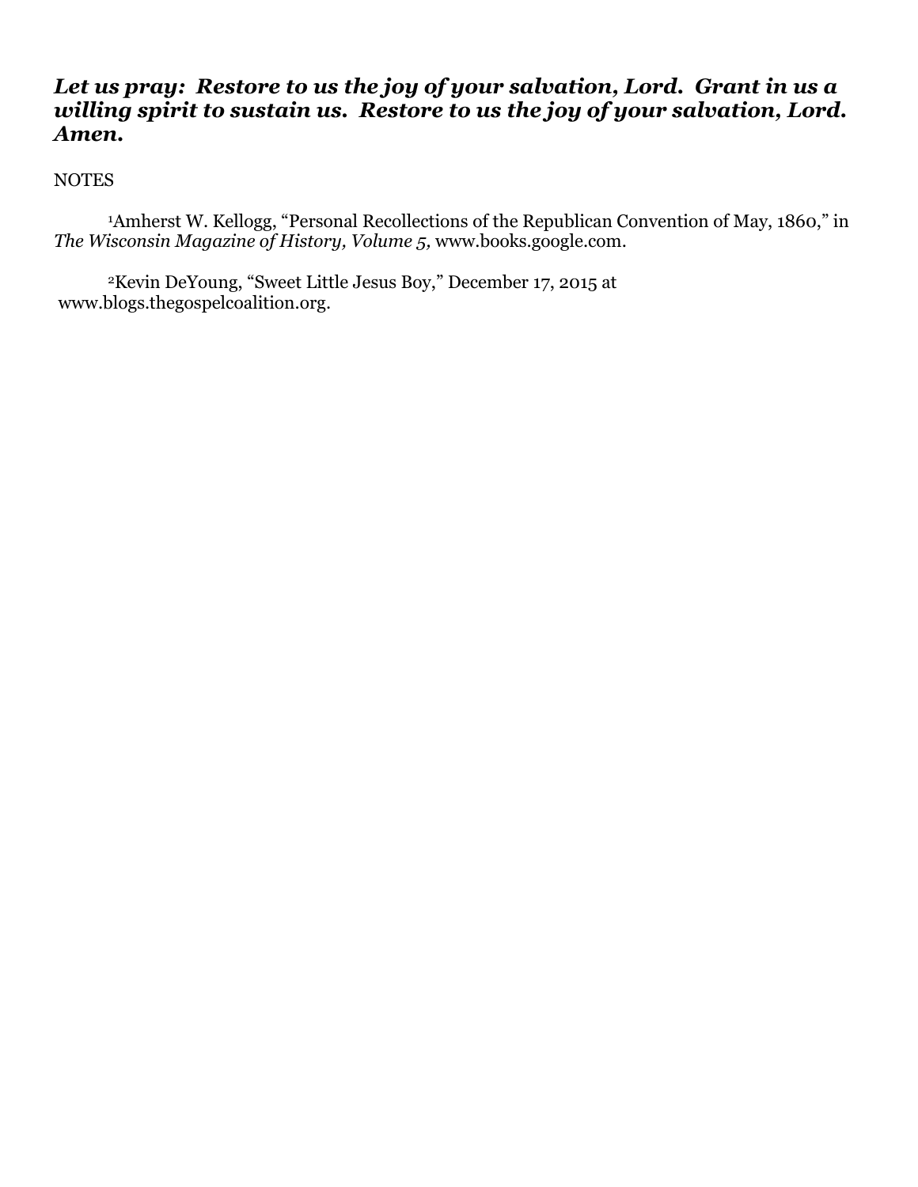***Let us pray: Restore to us the joy of your salvation, Lord. Grant in us a willing spirit to sustain us. Restore to us the joy of your salvation, Lord. Amen.***

NOTES

[1]Amherst W. Kellogg, "Personal Recollections of the Republican Convention of May, 1860," in *The Wisconsin Magazine of History, Volume 5,* www.books.google.com.

[2]Kevin DeYoung, "Sweet Little Jesus Boy," December 17, 2015 at www.blogs.thegospelcoalition.org.